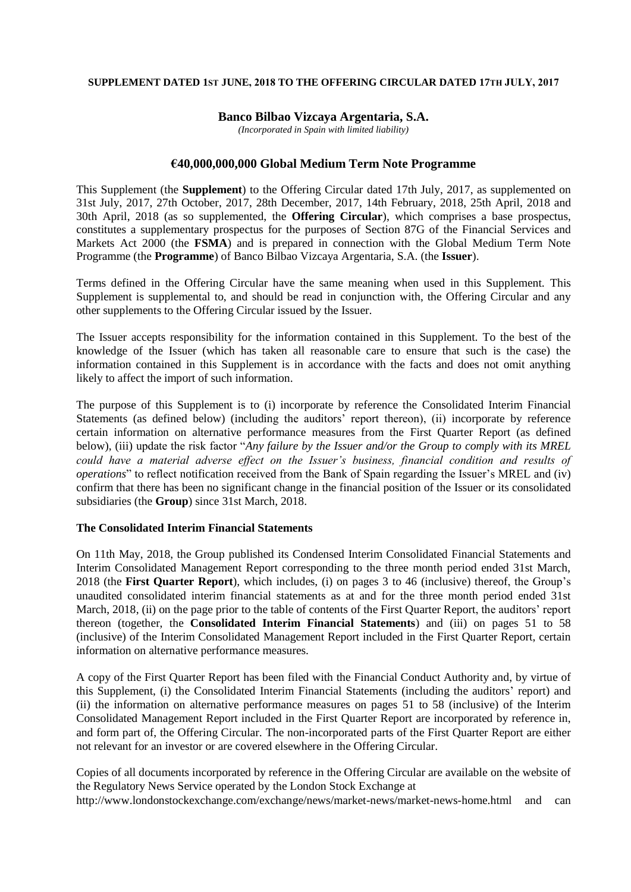**SUPPLEMENT DATED 1ST JUNE, 2018 TO THE OFFERING CIRCULAR DATED 17TH JULY, 2017**

**Banco Bilbao Vizcaya Argentaria, S.A.**

*(Incorporated in Spain with limited liability)*

# €40,000,000,000 Global Medium Term Note Programme

This Supplement (the **Supplement**) to the Offering Circular dated 17th July, 2017, as supplemented on 31st July, 2017, 27th October, 2017, 28th December, 2017, 14th February, 2018, 25th April, 2018 and 30th April, 2018 (as so supplemented, the **Offering Circular**), which comprises a base prospectus, constitutes a supplementary prospectus for the purposes of Section 87G of the Financial Services and Markets Act 2000 (the **FSMA**) and is prepared in connection with the Global Medium Term Note Programme (the **Programme**) of Banco Bilbao Vizcaya Argentaria, S.A. (the **Issuer**).

Terms defined in the Offering Circular have the same meaning when used in this Supplement. This Supplement is supplemental to, and should be read in conjunction with, the Offering Circular and any other supplements to the Offering Circular issued by the Issuer.

The Issuer accepts responsibility for the information contained in this Supplement. To the best of the knowledge of the Issuer (which has taken all reasonable care to ensure that such is the case) the information contained in this Supplement is in accordance with the facts and does not omit anything likely to affect the import of such information.

The purpose of this Supplement is to (i) incorporate by reference the Consolidated Interim Financial Statements (as defined below) (including the auditors' report thereon), (ii) incorporate by reference certain information on alternative performance measures from the First Quarter Report (as defined below), (iii) update the risk factor "*Any failure by the Issuer and/or the Group to comply with its MREL could have a material adverse effect on the Issuer's business, financial condition and results of operations*" to reflect notification received from the Bank of Spain regarding the Issuer's MREL and (iv) confirm that there has been no significant change in the financial position of the Issuer or its consolidated subsidiaries (the **Group**) since 31st March, 2018.

**The Consolidated Interim Financial Statements**

On 11th May, 2018, the Group published its Condensed Interim Consolidated Financial Statements and Interim Consolidated Management Report corresponding to the three month period ended 31st March, 2018 (the **First Quarter Report**), which includes, (i) on pages 3 to 46 (inclusive) thereof, the Group's unaudited consolidated interim financial statements as at and for the three month period ended 31st March, 2018, (ii) on the page prior to the table of contents of the First Quarter Report, the auditors' report thereon (together, the **Consolidated Interim Financial Statements**) and (iii) on pages 51 to 58 (inclusive) of the Interim Consolidated Management Report included in the First Quarter Report, certain information on alternative performance measures.

A copy of the First Quarter Report has been filed with the Financial Conduct Authority and, by virtue of this Supplement, (i) the Consolidated Interim Financial Statements (including the auditors' report) and (ii) the information on alternative performance measures on pages 51 to 58 (inclusive) of the Interim Consolidated Management Report included in the First Quarter Report are incorporated by reference in, and form part of, the Offering Circular. The non-incorporated parts of the First Quarter Report are either not relevant for an investor or are covered elsewhere in the Offering Circular.

Copies of all documents incorporated by reference in the Offering Circular are available on the website of the Regulatory News Service operated by the London Stock Exchange at http://www.londonstockexchange.com/exchange/news/market-news/market-news-home.html and can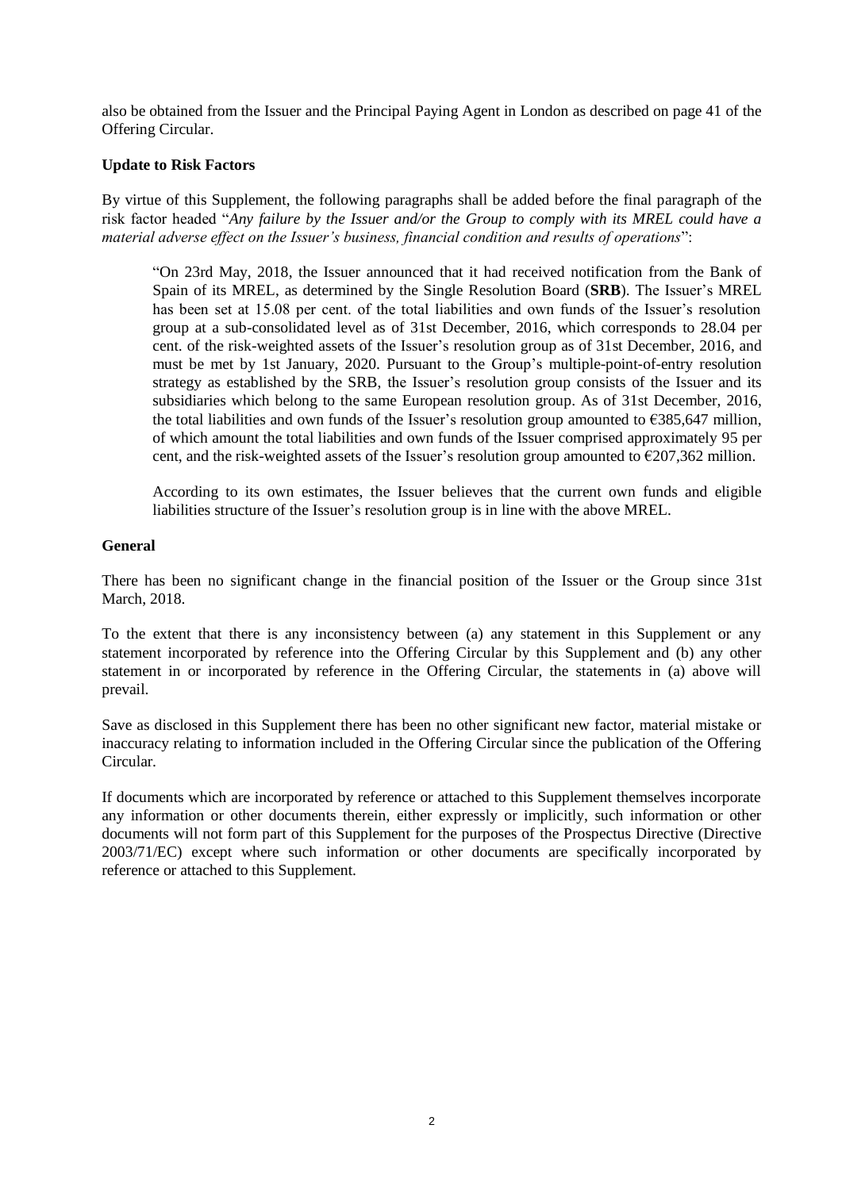also be obtained from the Issuer and the Principal Paying Agent in London as described on page 41 of the Offering Circular.

**Update to Risk Factors**

By virtue of this Supplement, the following paragraphs shall be added before the final paragraph of the risk factor headed "*Any failure by the Issuer and/or the Group to comply with its MREL could have a material adverse effect on the Issuer's business, financial condition and results of operations*":

> "On 23rd May, 2018, the Issuer announced that it had received notification from the Bank of Spain of its MREL, as determined by the Single Resolution Board (**SRB**). The Issuer's MREL has been set at 15.08 per cent. of the total liabilities and own funds of the Issuer's resolution group at a sub-consolidated level as of 31st December, 2016, which corresponds to 28.04 per cent. of the risk-weighted assets of the Issuer's resolution group as of 31st December, 2016, and must be met by 1st January, 2020. Pursuant to the Group's multiple-point-of-entry resolution strategy as established by the SRB, the Issuer's resolution group consists of the Issuer and its subsidiaries which belong to the same European resolution group. As of 31st December, 2016, the total liabilities and own funds of the Issuer's resolution group amounted to €385,647 million, of which amount the total liabilities and own funds of the Issuer comprised approximately 95 per cent, and the risk-weighted assets of the Issuer's resolution group amounted to €207,362 million.
>
> According to its own estimates, the Issuer believes that the current own funds and eligible liabilities structure of the Issuer's resolution group is in line with the above MREL.

**General**

There has been no significant change in the financial position of the Issuer or the Group since 31st March, 2018.

To the extent that there is any inconsistency between (a) any statement in this Supplement or any statement incorporated by reference into the Offering Circular by this Supplement and (b) any other statement in or incorporated by reference in the Offering Circular, the statements in (a) above will prevail.

Save as disclosed in this Supplement there has been no other significant new factor, material mistake or inaccuracy relating to information included in the Offering Circular since the publication of the Offering Circular.

If documents which are incorporated by reference or attached to this Supplement themselves incorporate any information or other documents therein, either expressly or implicitly, such information or other documents will not form part of this Supplement for the purposes of the Prospectus Directive (Directive 2003/71/EC) except where such information or other documents are specifically incorporated by reference or attached to this Supplement.